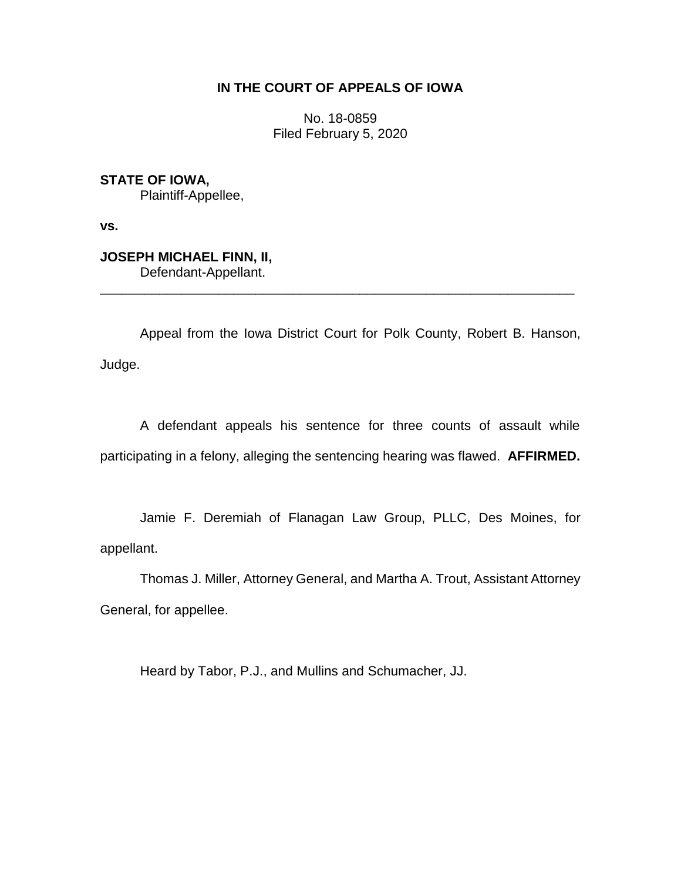**IN THE COURT OF APPEALS OF IOWA**

No. 18-0859
Filed February 5, 2020

**STATE OF IOWA,**
Plaintiff-Appellee,

**vs.**

**JOSEPH MICHAEL FINN, II,**
Defendant-Appellant.

---

Appeal from the Iowa District Court for Polk County, Robert B. Hanson, Judge.

A defendant appeals his sentence for three counts of assault while participating in a felony, alleging the sentencing hearing was flawed. **AFFIRMED.**

Jamie F. Deremiah of Flanagan Law Group, PLLC, Des Moines, for appellant.

Thomas J. Miller, Attorney General, and Martha A. Trout, Assistant Attorney General, for appellee.

Heard by Tabor, P.J., and Mullins and Schumacher, JJ.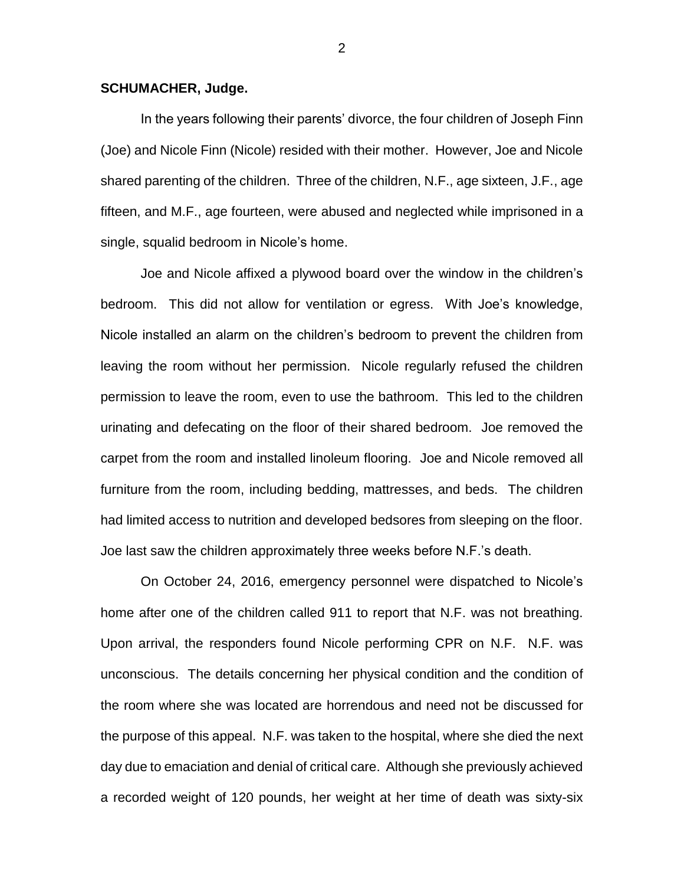**SCHUMACHER, Judge.**

In the years following their parents' divorce, the four children of Joseph Finn (Joe) and Nicole Finn (Nicole) resided with their mother. However, Joe and Nicole shared parenting of the children. Three of the children, N.F., age sixteen, J.F., age fifteen, and M.F., age fourteen, were abused and neglected while imprisoned in a single, squalid bedroom in Nicole's home.

Joe and Nicole affixed a plywood board over the window in the children's bedroom. This did not allow for ventilation or egress. With Joe's knowledge, Nicole installed an alarm on the children's bedroom to prevent the children from leaving the room without her permission. Nicole regularly refused the children permission to leave the room, even to use the bathroom. This led to the children urinating and defecating on the floor of their shared bedroom. Joe removed the carpet from the room and installed linoleum flooring. Joe and Nicole removed all furniture from the room, including bedding, mattresses, and beds. The children had limited access to nutrition and developed bedsores from sleeping on the floor. Joe last saw the children approximately three weeks before N.F.'s death.

On October 24, 2016, emergency personnel were dispatched to Nicole's home after one of the children called 911 to report that N.F. was not breathing. Upon arrival, the responders found Nicole performing CPR on N.F. N.F. was unconscious. The details concerning her physical condition and the condition of the room where she was located are horrendous and need not be discussed for the purpose of this appeal. N.F. was taken to the hospital, where she died the next day due to emaciation and denial of critical care. Although she previously achieved a recorded weight of 120 pounds, her weight at her time of death was sixty-six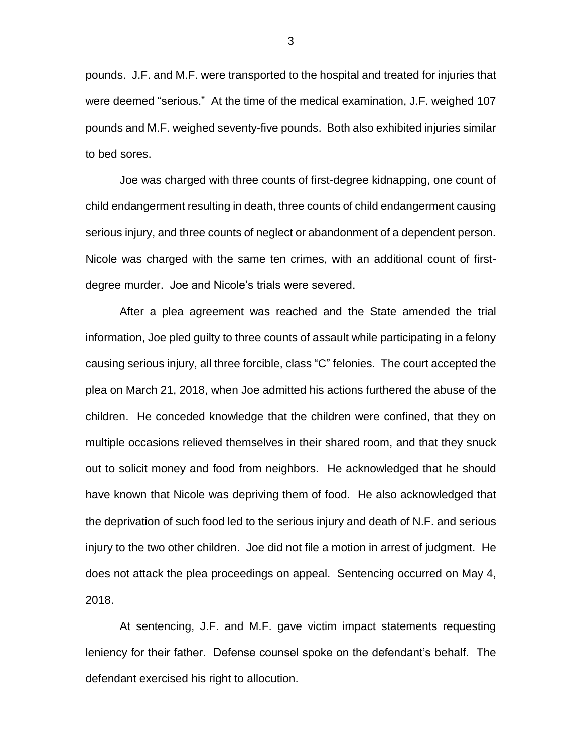pounds. J.F. and M.F. were transported to the hospital and treated for injuries that were deemed "serious." At the time of the medical examination, J.F. weighed 107 pounds and M.F. weighed seventy-five pounds. Both also exhibited injuries similar to bed sores.

Joe was charged with three counts of first-degree kidnapping, one count of child endangerment resulting in death, three counts of child endangerment causing serious injury, and three counts of neglect or abandonment of a dependent person. Nicole was charged with the same ten crimes, with an additional count of first-degree murder. Joe and Nicole's trials were severed.

After a plea agreement was reached and the State amended the trial information, Joe pled guilty to three counts of assault while participating in a felony causing serious injury, all three forcible, class "C" felonies. The court accepted the plea on March 21, 2018, when Joe admitted his actions furthered the abuse of the children. He conceded knowledge that the children were confined, that they on multiple occasions relieved themselves in their shared room, and that they snuck out to solicit money and food from neighbors. He acknowledged that he should have known that Nicole was depriving them of food. He also acknowledged that the deprivation of such food led to the serious injury and death of N.F. and serious injury to the two other children. Joe did not file a motion in arrest of judgment. He does not attack the plea proceedings on appeal. Sentencing occurred on May 4, 2018.

At sentencing, J.F. and M.F. gave victim impact statements requesting leniency for their father. Defense counsel spoke on the defendant's behalf. The defendant exercised his right to allocution.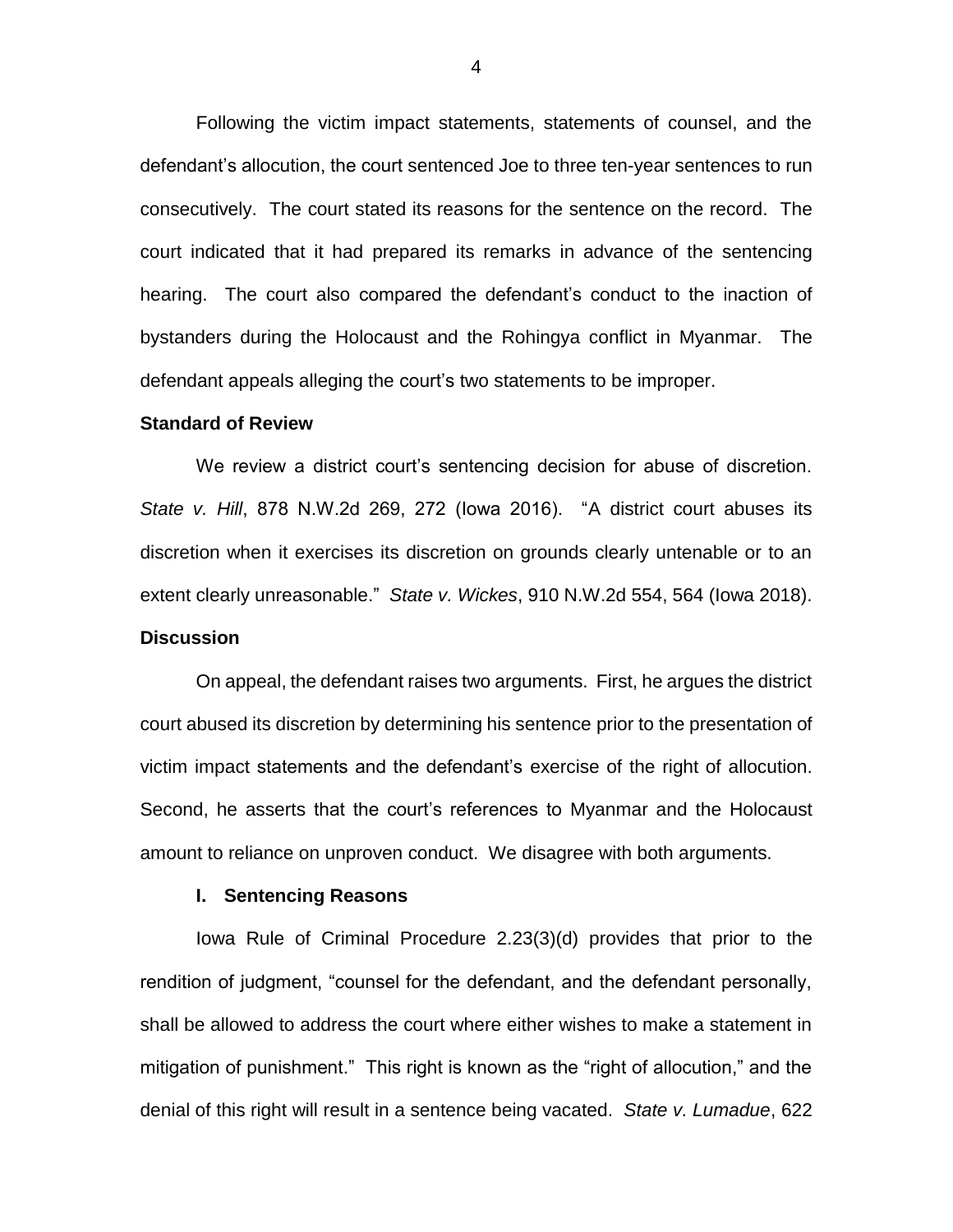Following the victim impact statements, statements of counsel, and the defendant's allocution, the court sentenced Joe to three ten-year sentences to run consecutively. The court stated its reasons for the sentence on the record. The court indicated that it had prepared its remarks in advance of the sentencing hearing. The court also compared the defendant's conduct to the inaction of bystanders during the Holocaust and the Rohingya conflict in Myanmar. The defendant appeals alleging the court's two statements to be improper.

**Standard of Review**

We review a district court's sentencing decision for abuse of discretion. *State v. Hill*, 878 N.W.2d 269, 272 (Iowa 2016). "A district court abuses its discretion when it exercises its discretion on grounds clearly untenable or to an extent clearly unreasonable." *State v. Wickes*, 910 N.W.2d 554, 564 (Iowa 2018).

**Discussion**

On appeal, the defendant raises two arguments. First, he argues the district court abused its discretion by determining his sentence prior to the presentation of victim impact statements and the defendant's exercise of the right of allocution. Second, he asserts that the court's references to Myanmar and the Holocaust amount to reliance on unproven conduct. We disagree with both arguments.

**I. Sentencing Reasons**

Iowa Rule of Criminal Procedure 2.23(3)(d) provides that prior to the rendition of judgment, "counsel for the defendant, and the defendant personally, shall be allowed to address the court where either wishes to make a statement in mitigation of punishment." This right is known as the "right of allocution," and the denial of this right will result in a sentence being vacated. *State v. Lumadue*, 622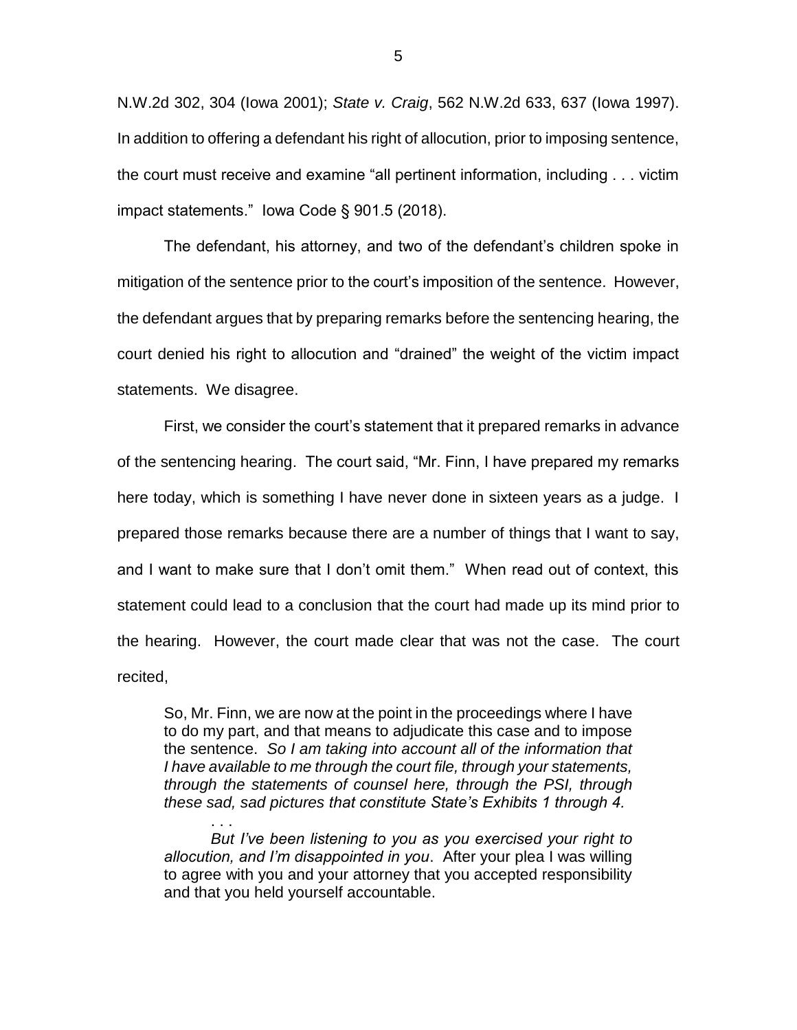N.W.2d 302, 304 (Iowa 2001); *State v. Craig*, 562 N.W.2d 633, 637 (Iowa 1997). In addition to offering a defendant his right of allocution, prior to imposing sentence, the court must receive and examine "all pertinent information, including . . . victim impact statements." Iowa Code § 901.5 (2018).

The defendant, his attorney, and two of the defendant's children spoke in mitigation of the sentence prior to the court's imposition of the sentence. However, the defendant argues that by preparing remarks before the sentencing hearing, the court denied his right to allocution and "drained" the weight of the victim impact statements. We disagree.

First, we consider the court's statement that it prepared remarks in advance of the sentencing hearing. The court said, "Mr. Finn, I have prepared my remarks here today, which is something I have never done in sixteen years as a judge. I prepared those remarks because there are a number of things that I want to say, and I want to make sure that I don't omit them." When read out of context, this statement could lead to a conclusion that the court had made up its mind prior to the hearing. However, the court made clear that was not the case. The court recited,

> So, Mr. Finn, we are now at the point in the proceedings where I have to do my part, and that means to adjudicate this case and to impose the sentence. *So I am taking into account all of the information that I have available to me through the court file, through your statements, through the statements of counsel here, through the PSI, through these sad, sad pictures that constitute State's Exhibits 1 through 4.*
>
> . . .
>
> *But I've been listening to you as you exercised your right to allocution, and I'm disappointed in you*. After your plea I was willing to agree with you and your attorney that you accepted responsibility and that you held yourself accountable.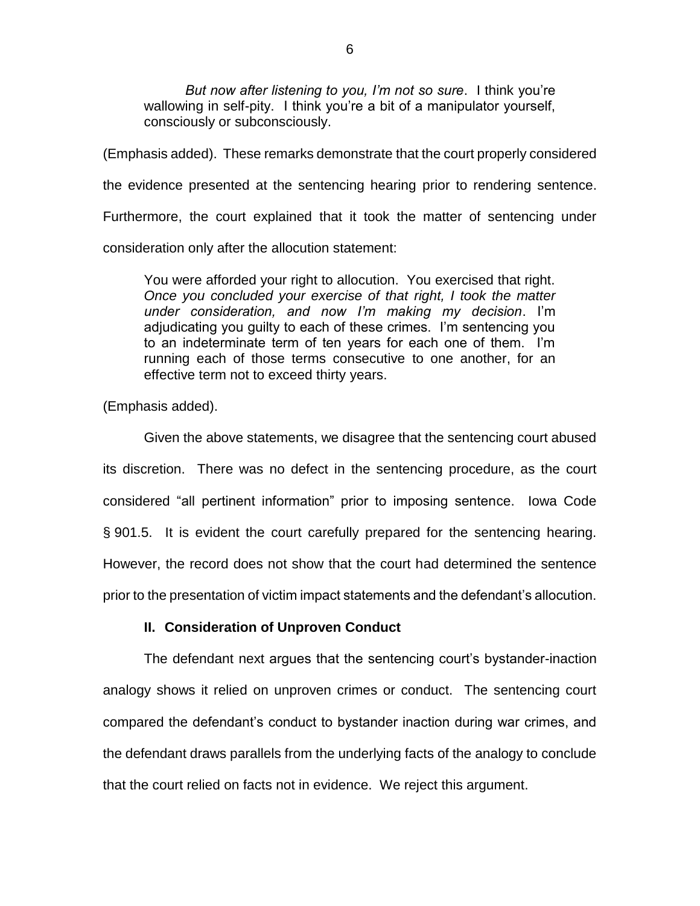> *But now after listening to you, I'm not so sure*. I think you're wallowing in self-pity. I think you're a bit of a manipulator yourself, consciously or subconsciously.

(Emphasis added). These remarks demonstrate that the court properly considered the evidence presented at the sentencing hearing prior to rendering sentence. Furthermore, the court explained that it took the matter of sentencing under consideration only after the allocution statement:

> You were afforded your right to allocution. You exercised that right. *Once you concluded your exercise of that right, I took the matter under consideration, and now I'm making my decision*. I'm adjudicating you guilty to each of these crimes. I'm sentencing you to an indeterminate term of ten years for each one of them. I'm running each of those terms consecutive to one another, for an effective term not to exceed thirty years.

(Emphasis added).

Given the above statements, we disagree that the sentencing court abused its discretion. There was no defect in the sentencing procedure, as the court considered "all pertinent information" prior to imposing sentence. Iowa Code § 901.5. It is evident the court carefully prepared for the sentencing hearing. However, the record does not show that the court had determined the sentence prior to the presentation of victim impact statements and the defendant's allocution.

### II. Consideration of Unproven Conduct

The defendant next argues that the sentencing court's bystander-inaction analogy shows it relied on unproven crimes or conduct. The sentencing court compared the defendant's conduct to bystander inaction during war crimes, and the defendant draws parallels from the underlying facts of the analogy to conclude that the court relied on facts not in evidence. We reject this argument.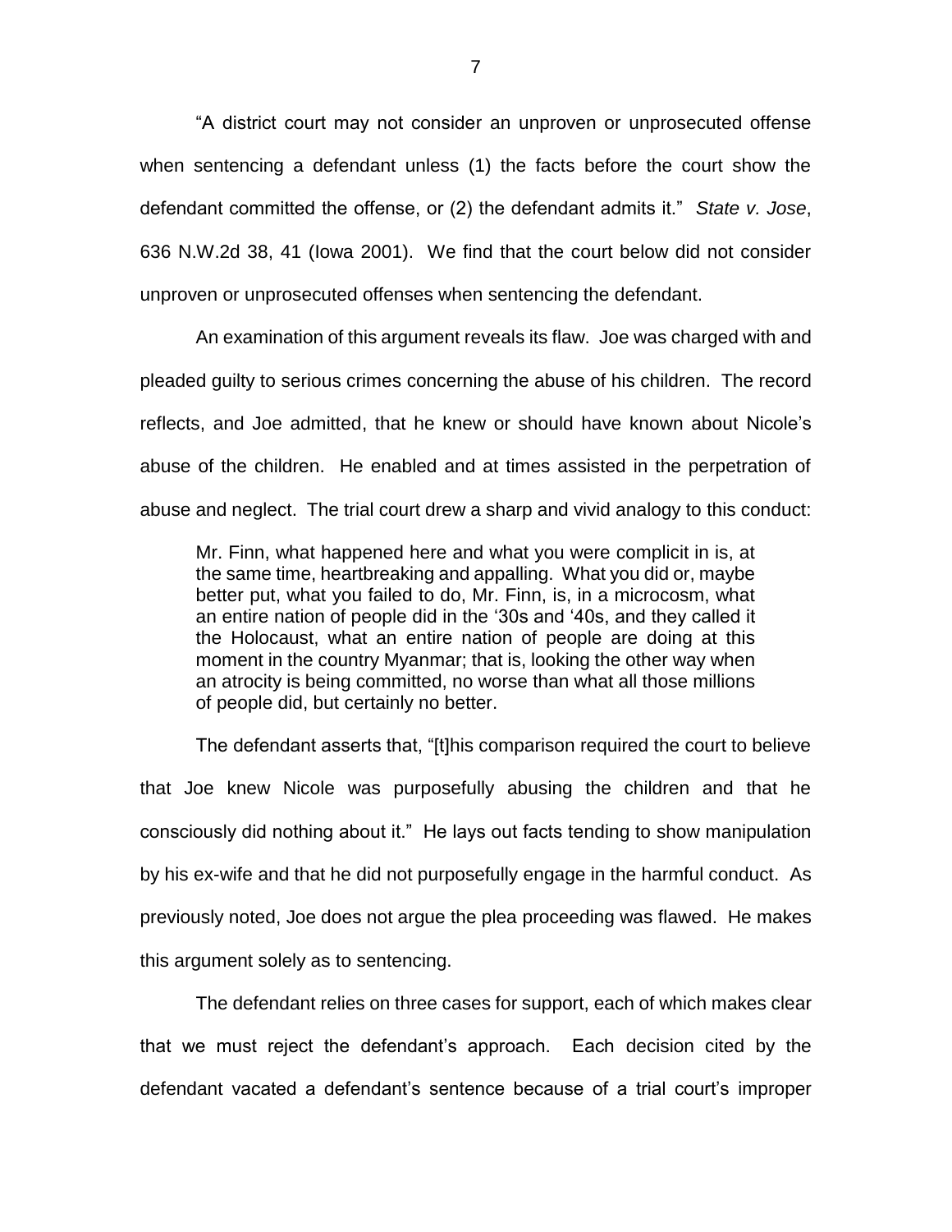"A district court may not consider an unproven or unprosecuted offense when sentencing a defendant unless (1) the facts before the court show the defendant committed the offense, or (2) the defendant admits it." *State v. Jose*, 636 N.W.2d 38, 41 (Iowa 2001). We find that the court below did not consider unproven or unprosecuted offenses when sentencing the defendant.

An examination of this argument reveals its flaw. Joe was charged with and pleaded guilty to serious crimes concerning the abuse of his children. The record reflects, and Joe admitted, that he knew or should have known about Nicole's abuse of the children. He enabled and at times assisted in the perpetration of abuse and neglect. The trial court drew a sharp and vivid analogy to this conduct:

> Mr. Finn, what happened here and what you were complicit in is, at the same time, heartbreaking and appalling. What you did or, maybe better put, what you failed to do, Mr. Finn, is, in a microcosm, what an entire nation of people did in the '30s and '40s, and they called it the Holocaust, what an entire nation of people are doing at this moment in the country Myanmar; that is, looking the other way when an atrocity is being committed, no worse than what all those millions of people did, but certainly no better.

The defendant asserts that, "[t]his comparison required the court to believe that Joe knew Nicole was purposefully abusing the children and that he consciously did nothing about it." He lays out facts tending to show manipulation by his ex-wife and that he did not purposefully engage in the harmful conduct. As previously noted, Joe does not argue the plea proceeding was flawed. He makes this argument solely as to sentencing.

The defendant relies on three cases for support, each of which makes clear that we must reject the defendant's approach. Each decision cited by the defendant vacated a defendant's sentence because of a trial court's improper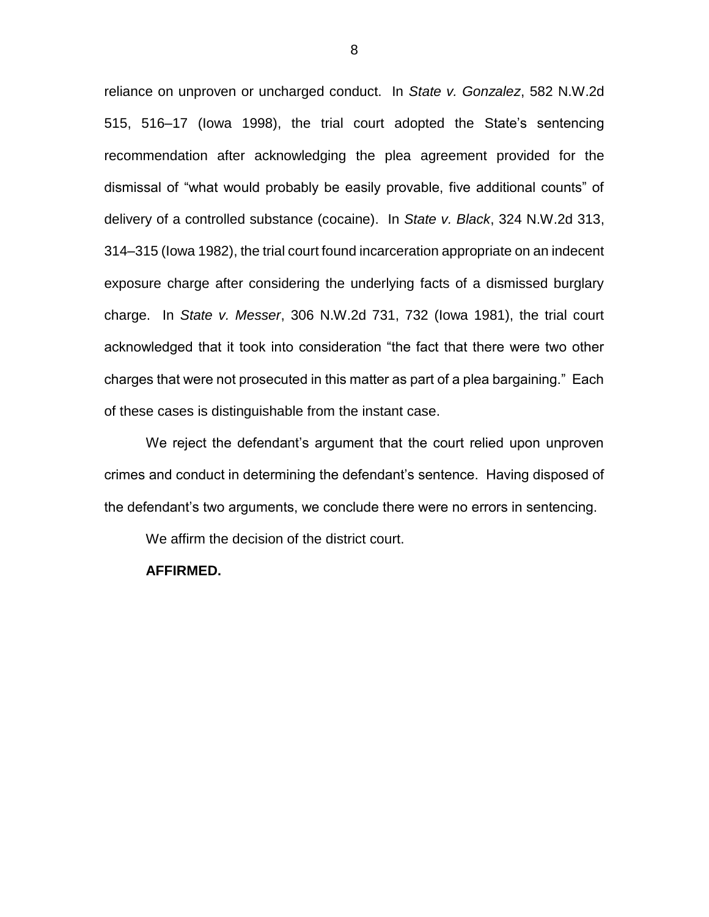reliance on unproven or uncharged conduct. In *State v. Gonzalez*, 582 N.W.2d 515, 516–17 (Iowa 1998), the trial court adopted the State's sentencing recommendation after acknowledging the plea agreement provided for the dismissal of "what would probably be easily provable, five additional counts" of delivery of a controlled substance (cocaine). In *State v. Black*, 324 N.W.2d 313, 314–315 (Iowa 1982), the trial court found incarceration appropriate on an indecent exposure charge after considering the underlying facts of a dismissed burglary charge. In *State v. Messer*, 306 N.W.2d 731, 732 (Iowa 1981), the trial court acknowledged that it took into consideration "the fact that there were two other charges that were not prosecuted in this matter as part of a plea bargaining." Each of these cases is distinguishable from the instant case.

We reject the defendant's argument that the court relied upon unproven crimes and conduct in determining the defendant's sentence. Having disposed of the defendant's two arguments, we conclude there were no errors in sentencing.

We affirm the decision of the district court.

**AFFIRMED.**